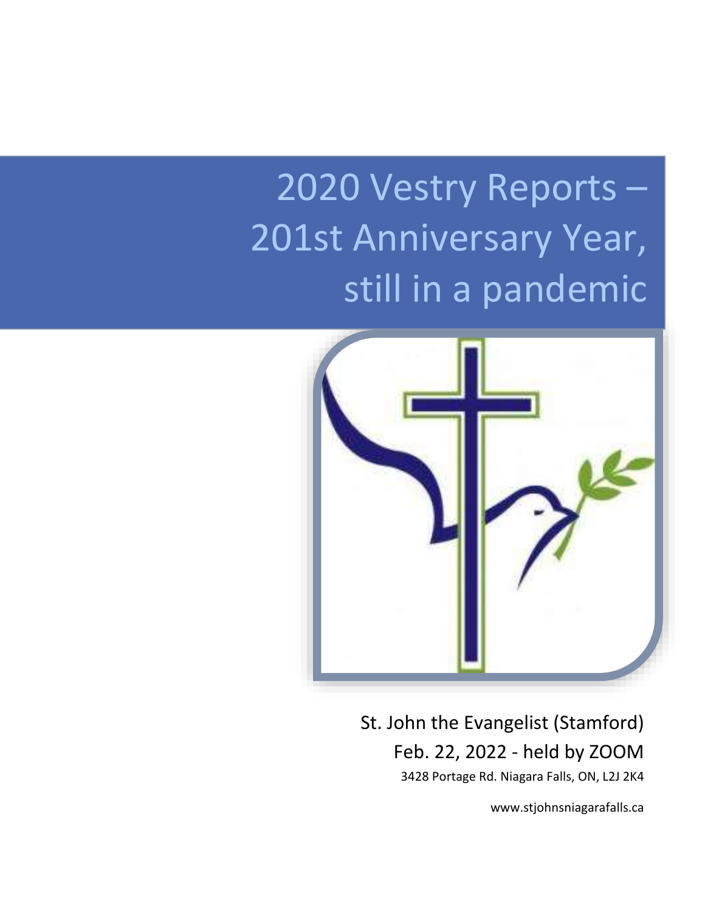# 2020 Vestry Reports – 201st Anniversary Year, still in a pandemic

St. John the Evangelist (Stamford)

Feb. 22, 2022 - held by ZOOM

3428 Portage Rd. Niagara Falls, ON, L2J 2K4

www.stjohnsniagarafalls.ca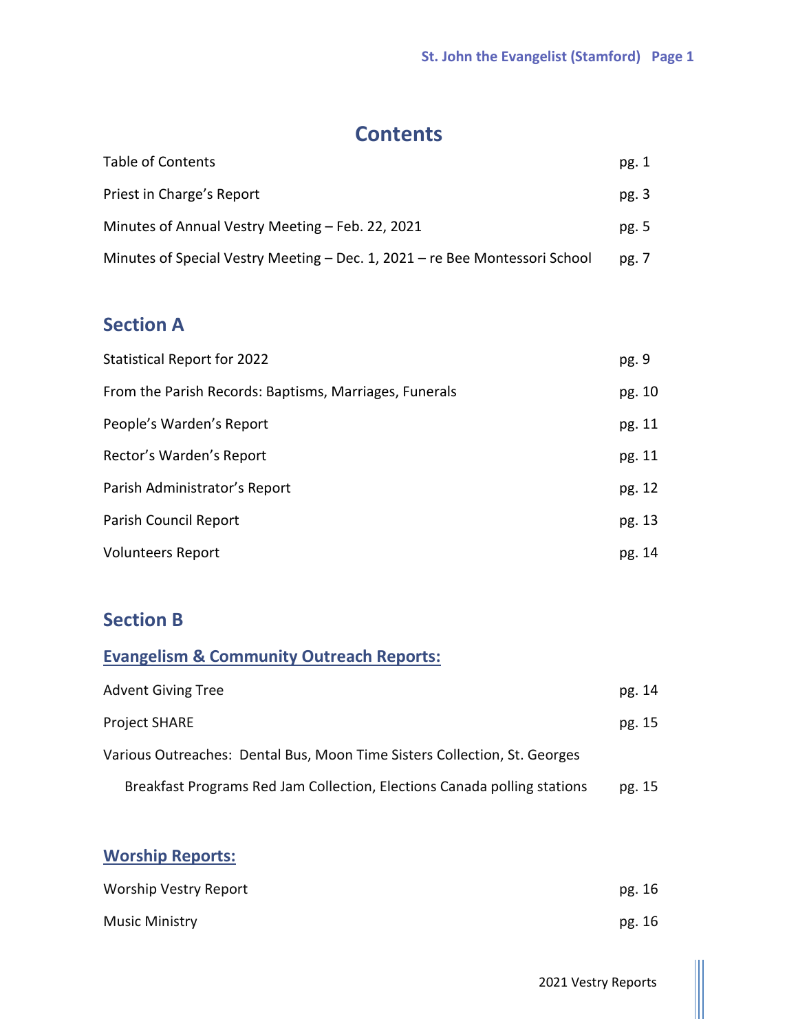# Contents

| | |
|---|---|
| Table of Contents | pg. 1 |
| Priest in Charge's Report | pg. 3 |
| Minutes of Annual Vestry Meeting – Feb. 22, 2021 | pg. 5 |
| Minutes of Special Vestry Meeting – Dec. 1, 2021 – re Bee Montessori School | pg. 7 |

## Section A

| | |
|---|---|
| Statistical Report for 2022 | pg. 9 |
| From the Parish Records: Baptisms, Marriages, Funerals | pg. 10 |
| People's Warden's Report | pg. 11 |
| Rector's Warden's Report | pg. 11 |
| Parish Administrator's Report | pg. 12 |
| Parish Council Report | pg. 13 |
| Volunteers Report | pg. 14 |

## Section B

### Evangelism & Community Outreach Reports:

| | |
|---|---|
| Advent Giving Tree | pg. 14 |
| Project SHARE | pg. 15 |
| Various Outreaches: Dental Bus, Moon Time Sisters Collection, St. Georges Breakfast Programs Red Jam Collection, Elections Canada polling stations | pg. 15 |

### Worship Reports:

| | |
|---|---|
| Worship Vestry Report | pg. 16 |
| Music Ministry | pg. 16 |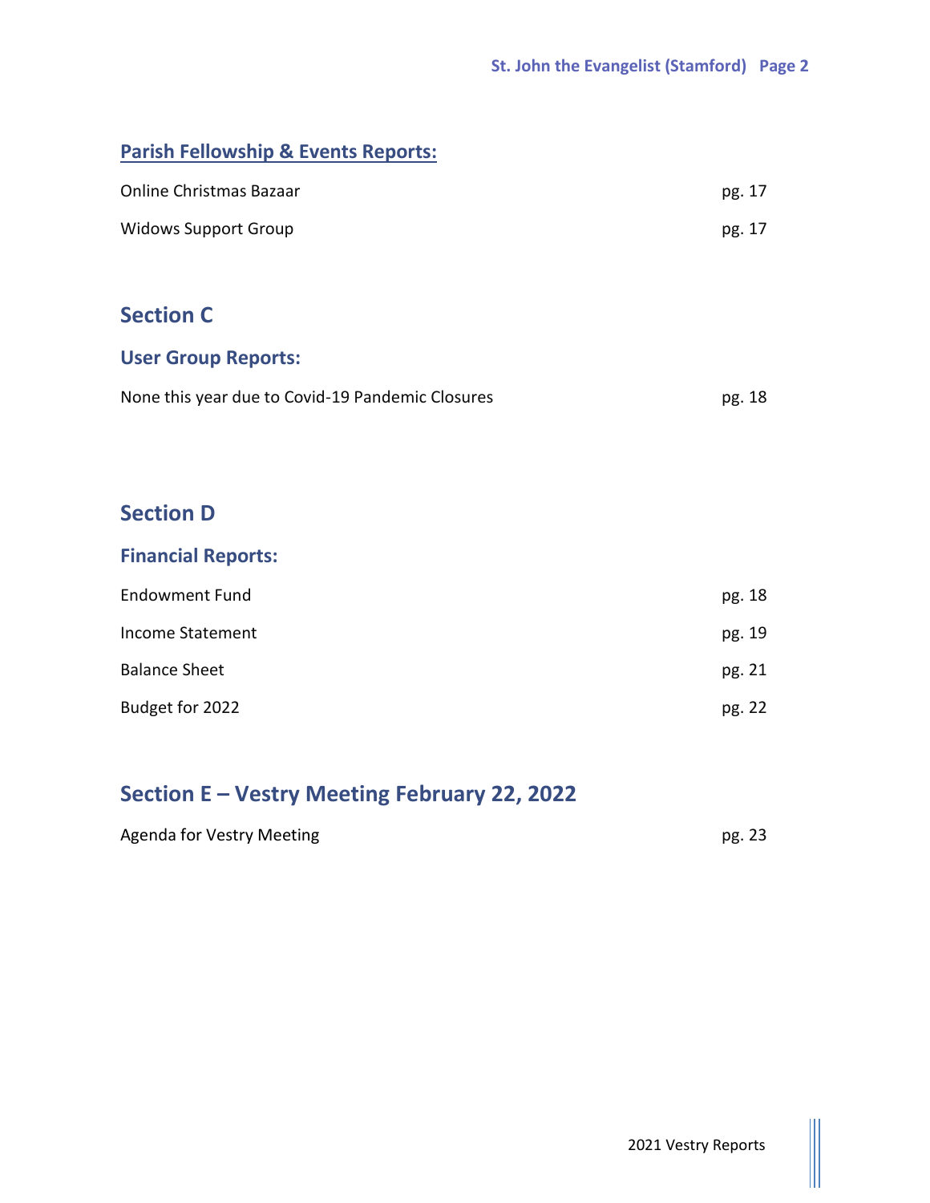## Parish Fellowship & Events Reports:

| | |
|---|---|
| Online Christmas Bazaar | pg. 17 |
| Widows Support Group | pg. 17 |

# Section C

## User Group Reports:

| | |
|---|---|
| None this year due to Covid-19 Pandemic Closures | pg. 18 |

# Section D

## Financial Reports:

| | |
|---|---|
| Endowment Fund | pg. 18 |
| Income Statement | pg. 19 |
| Balance Sheet | pg. 21 |
| Budget for 2022 | pg. 22 |

# Section E – Vestry Meeting February 22, 2022

| | |
|---|---|
| Agenda for Vestry Meeting | pg. 23 |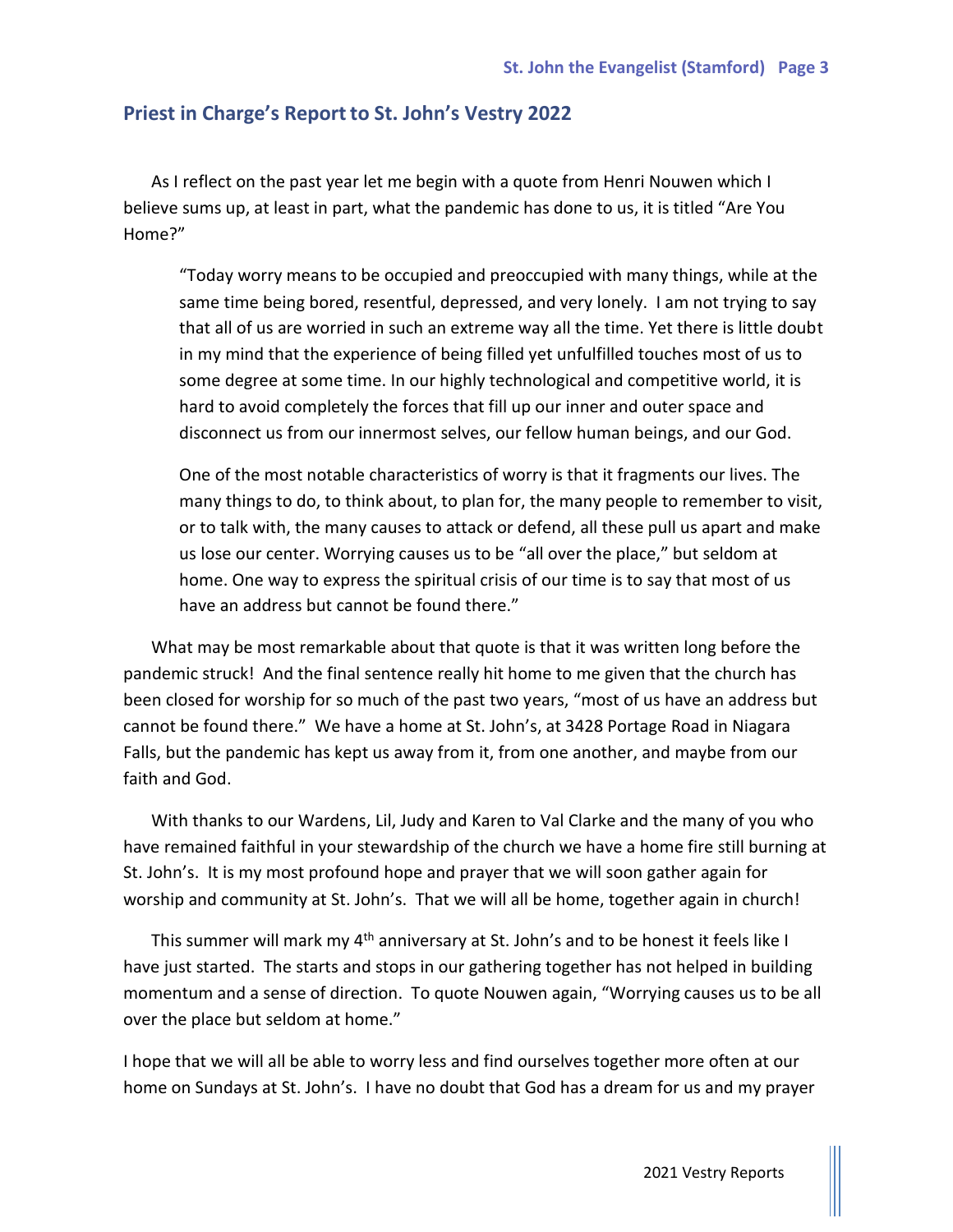## Priest in Charge's Report to St. John's Vestry 2022

As I reflect on the past year let me begin with a quote from Henri Nouwen which I believe sums up, at least in part, what the pandemic has done to us, it is titled "Are You Home?"

> "Today worry means to be occupied and preoccupied with many things, while at the same time being bored, resentful, depressed, and very lonely. I am not trying to say that all of us are worried in such an extreme way all the time. Yet there is little doubt in my mind that the experience of being filled yet unfulfilled touches most of us to some degree at some time. In our highly technological and competitive world, it is hard to avoid completely the forces that fill up our inner and outer space and disconnect us from our innermost selves, our fellow human beings, and our God.
>
> One of the most notable characteristics of worry is that it fragments our lives. The many things to do, to think about, to plan for, the many people to remember to visit, or to talk with, the many causes to attack or defend, all these pull us apart and make us lose our center. Worrying causes us to be "all over the place," but seldom at home. One way to express the spiritual crisis of our time is to say that most of us have an address but cannot be found there."

What may be most remarkable about that quote is that it was written long before the pandemic struck! And the final sentence really hit home to me given that the church has been closed for worship for so much of the past two years, "most of us have an address but cannot be found there." We have a home at St. John's, at 3428 Portage Road in Niagara Falls, but the pandemic has kept us away from it, from one another, and maybe from our faith and God.

With thanks to our Wardens, Lil, Judy and Karen to Val Clarke and the many of you who have remained faithful in your stewardship of the church we have a home fire still burning at St. John's. It is my most profound hope and prayer that we will soon gather again for worship and community at St. John's. That we will all be home, together again in church!

This summer will mark my 4th anniversary at St. John's and to be honest it feels like I have just started. The starts and stops in our gathering together has not helped in building momentum and a sense of direction. To quote Nouwen again, "Worrying causes us to be all over the place but seldom at home."

I hope that we will all be able to worry less and find ourselves together more often at our home on Sundays at St. John's. I have no doubt that God has a dream for us and my prayer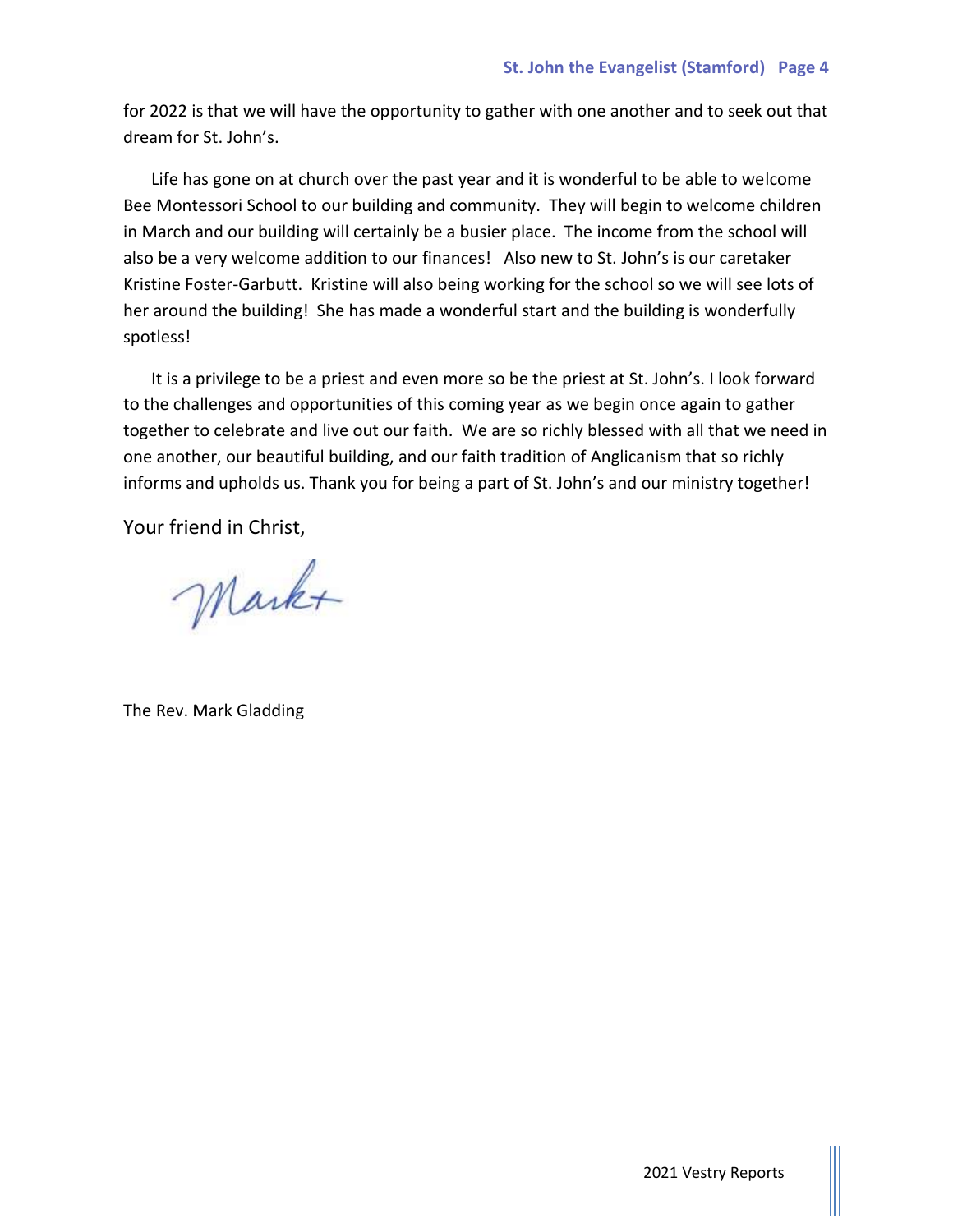for 2022 is that we will have the opportunity to gather with one another and to seek out that dream for St. John's.

Life has gone on at church over the past year and it is wonderful to be able to welcome Bee Montessori School to our building and community. They will begin to welcome children in March and our building will certainly be a busier place. The income from the school will also be a very welcome addition to our finances! Also new to St. John's is our caretaker Kristine Foster-Garbutt. Kristine will also being working for the school so we will see lots of her around the building! She has made a wonderful start and the building is wonderfully spotless!

It is a privilege to be a priest and even more so be the priest at St. John's. I look forward to the challenges and opportunities of this coming year as we begin once again to gather together to celebrate and live out our faith. We are so richly blessed with all that we need in one another, our beautiful building, and our faith tradition of Anglicanism that so richly informs and upholds us. Thank you for being a part of St. John's and our ministry together!

Your friend in Christ,

Mark+

The Rev. Mark Gladding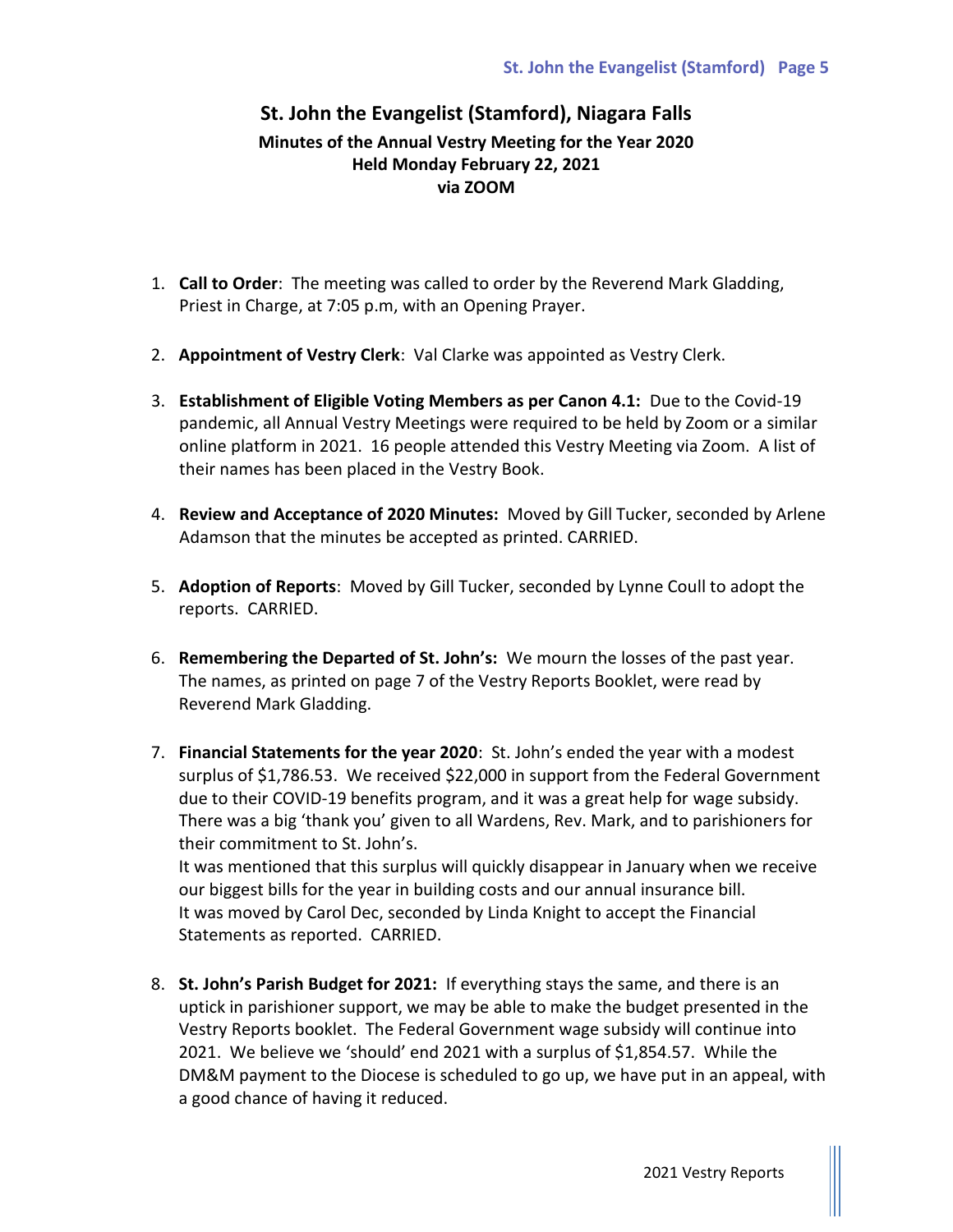# St. John the Evangelist (Stamford), Niagara Falls

## Minutes of the Annual Vestry Meeting for the Year 2020
## Held Monday February 22, 2021
## via ZOOM

1. **Call to Order**: The meeting was called to order by the Reverend Mark Gladding, Priest in Charge, at 7:05 p.m, with an Opening Prayer.

2. **Appointment of Vestry Clerk**: Val Clarke was appointed as Vestry Clerk.

3. **Establishment of Eligible Voting Members as per Canon 4.1:** Due to the Covid-19 pandemic, all Annual Vestry Meetings were required to be held by Zoom or a similar online platform in 2021. 16 people attended this Vestry Meeting via Zoom. A list of their names has been placed in the Vestry Book.

4. **Review and Acceptance of 2020 Minutes:** Moved by Gill Tucker, seconded by Arlene Adamson that the minutes be accepted as printed. CARRIED.

5. **Adoption of Reports**: Moved by Gill Tucker, seconded by Lynne Coull to adopt the reports. CARRIED.

6. **Remembering the Departed of St. John's:** We mourn the losses of the past year. The names, as printed on page 7 of the Vestry Reports Booklet, were read by Reverend Mark Gladding.

7. **Financial Statements for the year 2020**: St. John's ended the year with a modest surplus of $1,786.53. We received $22,000 in support from the Federal Government due to their COVID-19 benefits program, and it was a great help for wage subsidy. There was a big 'thank you' given to all Wardens, Rev. Mark, and to parishioners for their commitment to St. John's.
   It was mentioned that this surplus will quickly disappear in January when we receive our biggest bills for the year in building costs and our annual insurance bill.
   It was moved by Carol Dec, seconded by Linda Knight to accept the Financial Statements as reported. CARRIED.

8. **St. John's Parish Budget for 2021:** If everything stays the same, and there is an uptick in parishioner support, we may be able to make the budget presented in the Vestry Reports booklet. The Federal Government wage subsidy will continue into 2021. We believe we 'should' end 2021 with a surplus of $1,854.57. While the DM&M payment to the Diocese is scheduled to go up, we have put in an appeal, with a good chance of having it reduced.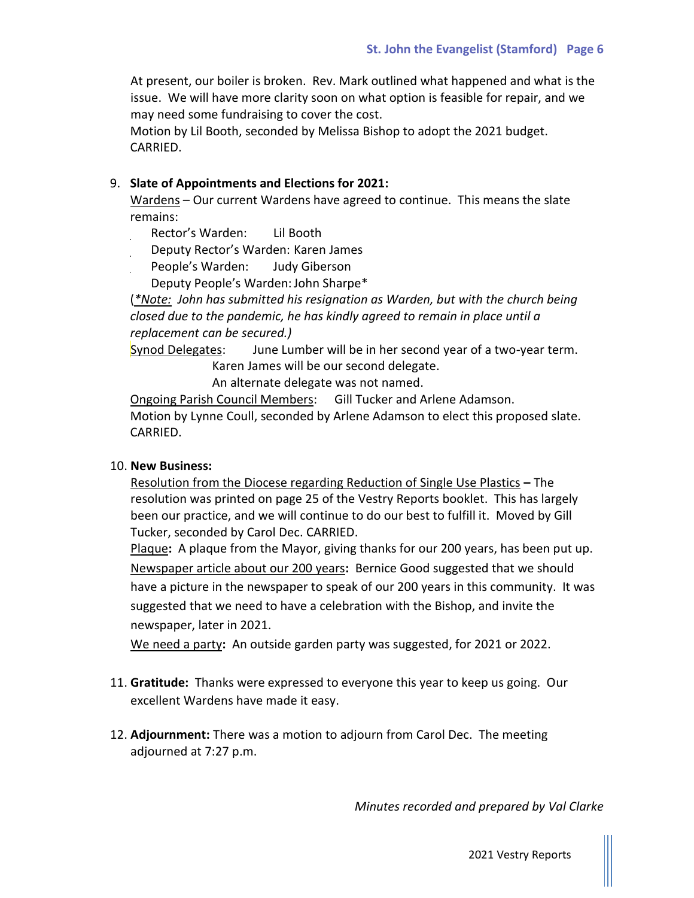At present, our boiler is broken. Rev. Mark outlined what happened and what is the issue. We will have more clarity soon on what option is feasible for repair, and we may need some fundraising to cover the cost.
Motion by Lil Booth, seconded by Melissa Bishop to adopt the 2021 budget. CARRIED.

9. **Slate of Appointments and Elections for 2021:**
   Wardens – Our current Wardens have agreed to continue. This means the slate remains:
   - Rector's Warden: Lil Booth
   - Deputy Rector's Warden: Karen James
   - People's Warden: Judy Giberson
   - Deputy People's Warden: John Sharpe*

   (*\*Note: John has submitted his resignation as Warden, but with the church being closed due to the pandemic, he has kindly agreed to remain in place until a replacement can be secured.)*
   Synod Delegates: June Lumber will be in her second year of a two-year term.
   Karen James will be our second delegate.
   An alternate delegate was not named.
   Ongoing Parish Council Members: Gill Tucker and Arlene Adamson.
   Motion by Lynne Coull, seconded by Arlene Adamson to elect this proposed slate. CARRIED.

10. **New Business:**
    Resolution from the Diocese regarding Reduction of Single Use Plastics **–** The resolution was printed on page 25 of the Vestry Reports booklet. This has largely been our practice, and we will continue to do our best to fulfill it. Moved by Gill Tucker, seconded by Carol Dec. CARRIED.
    Plaque**:** A plaque from the Mayor, giving thanks for our 200 years, has been put up.
    Newspaper article about our 200 years**:** Bernice Good suggested that we should have a picture in the newspaper to speak of our 200 years in this community. It was suggested that we need to have a celebration with the Bishop, and invite the newspaper, later in 2021.
    We need a party**:** An outside garden party was suggested, for 2021 or 2022.

11. **Gratitude:** Thanks were expressed to everyone this year to keep us going. Our excellent Wardens have made it easy.

12. **Adjournment:** There was a motion to adjourn from Carol Dec. The meeting adjourned at 7:27 p.m.

*Minutes recorded and prepared by Val Clarke*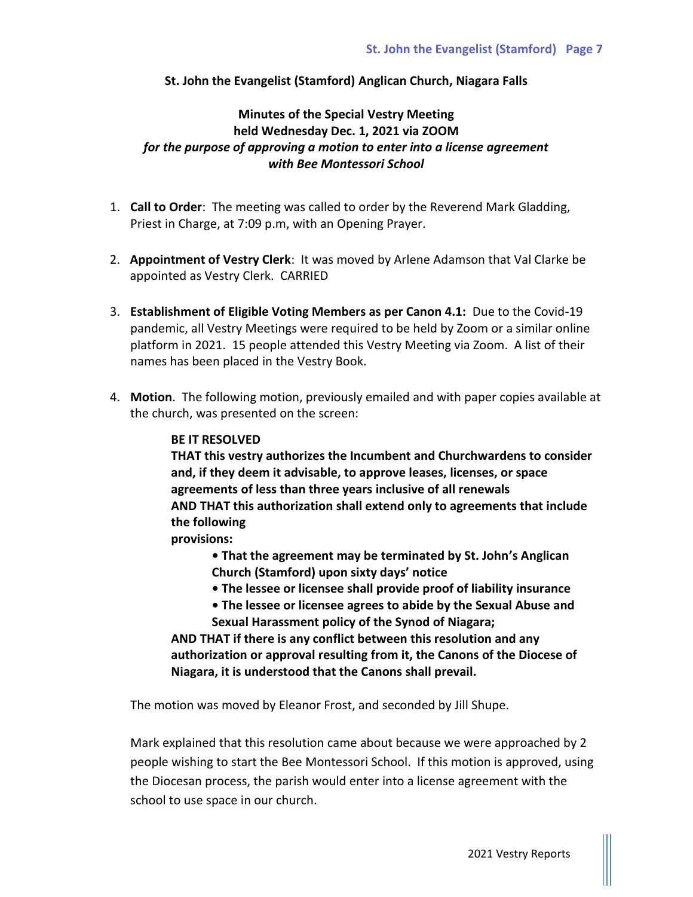**St. John the Evangelist (Stamford) Anglican Church, Niagara Falls**

**Minutes of the Special Vestry Meeting**
**held Wednesday Dec. 1, 2021 via ZOOM**
***for the purpose of approving a motion to enter into a license agreement with Bee Montessori School***

1. **Call to Order**: The meeting was called to order by the Reverend Mark Gladding, Priest in Charge, at 7:09 p.m, with an Opening Prayer.

2. **Appointment of Vestry Clerk**: It was moved by Arlene Adamson that Val Clarke be appointed as Vestry Clerk. CARRIED

3. **Establishment of Eligible Voting Members as per Canon 4.1:** Due to the Covid-19 pandemic, all Vestry Meetings were required to be held by Zoom or a similar online platform in 2021. 15 people attended this Vestry Meeting via Zoom. A list of their names has been placed in the Vestry Book.

4. **Motion**. The following motion, previously emailed and with paper copies available at the church, was presented on the screen:

   **BE IT RESOLVED**
   **THAT this vestry authorizes the Incumbent and Churchwardens to consider and, if they deem it advisable, to approve leases, licenses, or space agreements of less than three years inclusive of all renewals**
   **AND THAT this authorization shall extend only to agreements that include the following provisions:**

   - **That the agreement may be terminated by St. John's Anglican Church (Stamford) upon sixty days' notice**
   - **The lessee or licensee shall provide proof of liability insurance**
   - **The lessee or licensee agrees to abide by the Sexual Abuse and Sexual Harassment policy of the Synod of Niagara;**

   **AND THAT if there is any conflict between this resolution and any authorization or approval resulting from it, the Canons of the Diocese of Niagara, it is understood that the Canons shall prevail.**

   The motion was moved by Eleanor Frost, and seconded by Jill Shupe.

   Mark explained that this resolution came about because we were approached by 2 people wishing to start the Bee Montessori School. If this motion is approved, using the Diocesan process, the parish would enter into a license agreement with the school to use space in our church.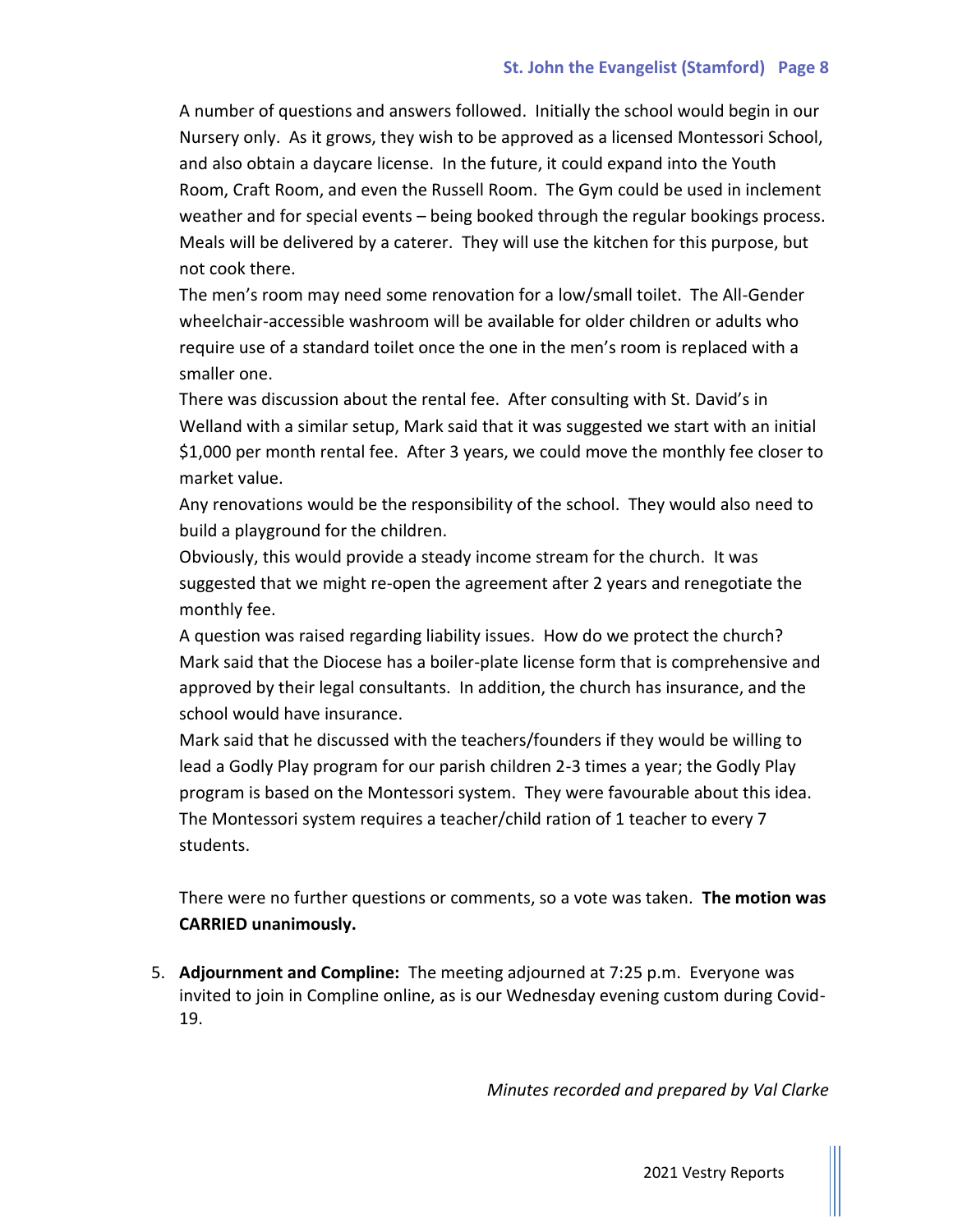A number of questions and answers followed. Initially the school would begin in our Nursery only. As it grows, they wish to be approved as a licensed Montessori School, and also obtain a daycare license. In the future, it could expand into the Youth Room, Craft Room, and even the Russell Room. The Gym could be used in inclement weather and for special events – being booked through the regular bookings process. Meals will be delivered by a caterer. They will use the kitchen for this purpose, but not cook there.

The men's room may need some renovation for a low/small toilet. The All-Gender wheelchair-accessible washroom will be available for older children or adults who require use of a standard toilet once the one in the men's room is replaced with a smaller one.

There was discussion about the rental fee. After consulting with St. David's in Welland with a similar setup, Mark said that it was suggested we start with an initial $1,000 per month rental fee. After 3 years, we could move the monthly fee closer to market value.

Any renovations would be the responsibility of the school. They would also need to build a playground for the children.

Obviously, this would provide a steady income stream for the church. It was suggested that we might re-open the agreement after 2 years and renegotiate the monthly fee.

A question was raised regarding liability issues. How do we protect the church? Mark said that the Diocese has a boiler-plate license form that is comprehensive and approved by their legal consultants. In addition, the church has insurance, and the school would have insurance.

Mark said that he discussed with the teachers/founders if they would be willing to lead a Godly Play program for our parish children 2-3 times a year; the Godly Play program is based on the Montessori system. They were favourable about this idea. The Montessori system requires a teacher/child ration of 1 teacher to every 7 students.

There were no further questions or comments, so a vote was taken. **The motion was CARRIED unanimously.**

5. **Adjournment and Compline:** The meeting adjourned at 7:25 p.m. Everyone was invited to join in Compline online, as is our Wednesday evening custom during Covid-19.

*Minutes recorded and prepared by Val Clarke*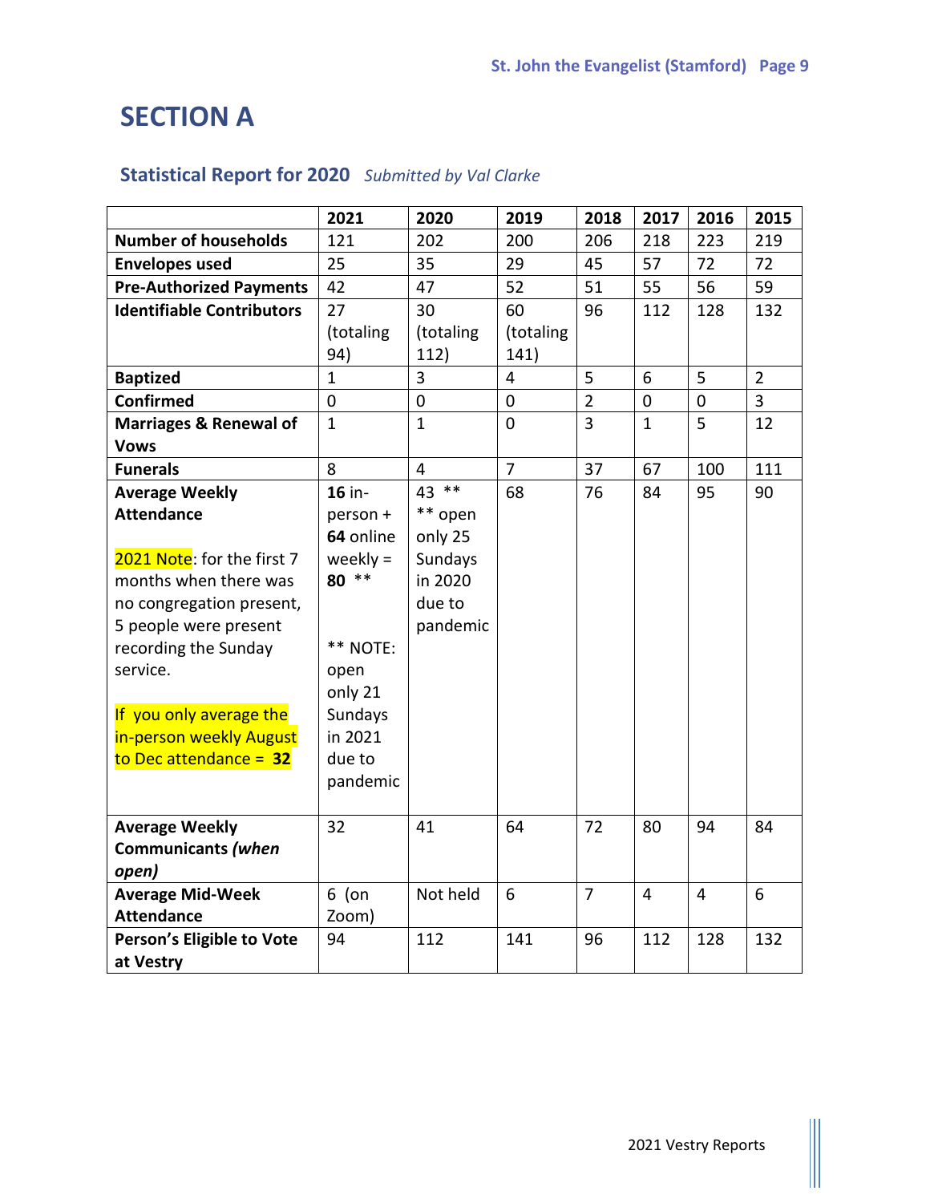# SECTION A

## Statistical Report for 2020 *Submitted by Val Clarke*

| | 2021 | 2020 | 2019 | 2018 | 2017 | 2016 | 2015 |
|---|---|---|---|---|---|---|---|
| **Number of households** | 121 | 202 | 200 | 206 | 218 | 223 | 219 |
| **Envelopes used** | 25 | 35 | 29 | 45 | 57 | 72 | 72 |
| **Pre-Authorized Payments** | 42 | 47 | 52 | 51 | 55 | 56 | 59 |
| **Identifiable Contributors** | 27 (totaling 94) | 30 (totaling 112) | 60 (totaling 141) | 96 | 112 | 128 | 132 |
| **Baptized** | 1 | 3 | 4 | 5 | 6 | 5 | 2 |
| **Confirmed** | 0 | 0 | 0 | 2 | 0 | 0 | 3 |
| **Marriages & Renewal of Vows** | 1 | 1 | 0 | 3 | 1 | 5 | 12 |
| **Funerals** | 8 | 4 | 7 | 37 | 67 | 100 | 111 |
| **Average Weekly Attendance** <br><br> 2021 Note: for the first 7 months when there was no congregation present, 5 people were present recording the Sunday service. <br><br> If you only average the in-person weekly August to Dec attendance = **32** | **16** in-person + **64** online weekly = **80** ** <br><br> ** NOTE: open only 21 Sundays in 2021 due to pandemic | 43 ** <br> ** open only 25 Sundays in 2020 due to pandemic | 68 | 76 | 84 | 95 | 90 |
| **Average Weekly Communicants *(when open)*** | 32 | 41 | 64 | 72 | 80 | 94 | 84 |
| **Average Mid-Week Attendance** | 6 (on Zoom) | Not held | 6 | 7 | 4 | 4 | 6 |
| **Person's Eligible to Vote at Vestry** | 94 | 112 | 141 | 96 | 112 | 128 | 132 |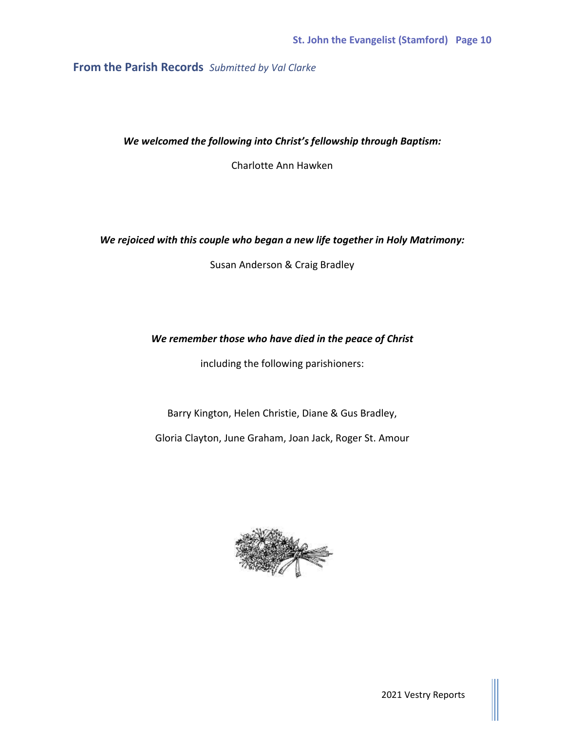## From the Parish Records *Submitted by Val Clarke*

***We welcomed the following into Christ's fellowship through Baptism:***

Charlotte Ann Hawken

***We rejoiced with this couple who began a new life together in Holy Matrimony:***

Susan Anderson & Craig Bradley

***We remember those who have died in the peace of Christ***

including the following parishioners:

Barry Kington, Helen Christie, Diane & Gus Bradley,

Gloria Clayton, June Graham, Joan Jack, Roger St. Amour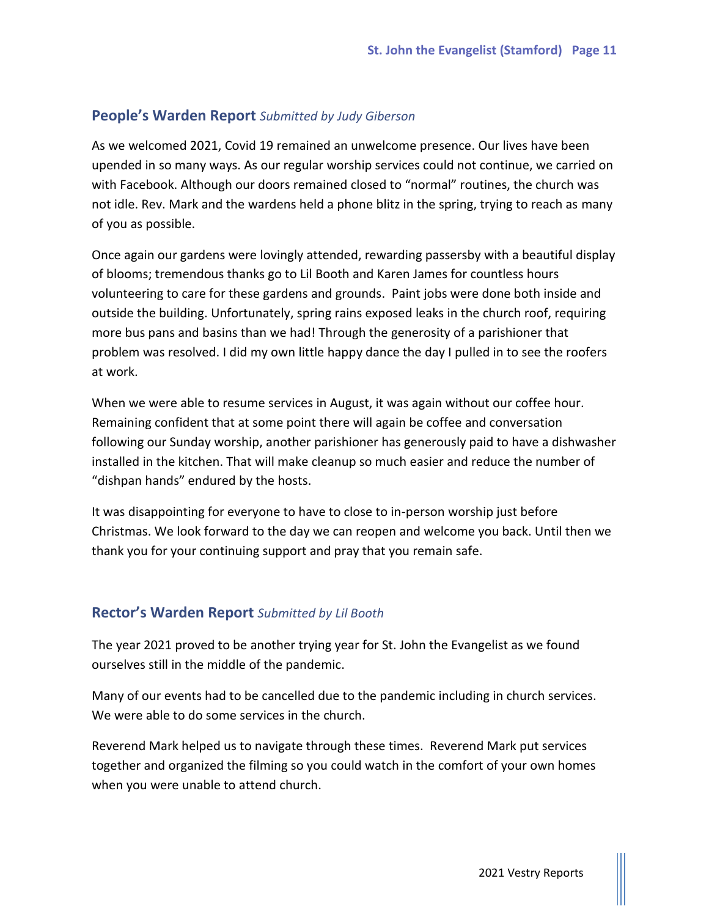## People's Warden Report *Submitted by Judy Giberson*

As we welcomed 2021, Covid 19 remained an unwelcome presence. Our lives have been upended in so many ways. As our regular worship services could not continue, we carried on with Facebook. Although our doors remained closed to "normal" routines, the church was not idle. Rev. Mark and the wardens held a phone blitz in the spring, trying to reach as many of you as possible.

Once again our gardens were lovingly attended, rewarding passersby with a beautiful display of blooms; tremendous thanks go to Lil Booth and Karen James for countless hours volunteering to care for these gardens and grounds. Paint jobs were done both inside and outside the building. Unfortunately, spring rains exposed leaks in the church roof, requiring more bus pans and basins than we had! Through the generosity of a parishioner that problem was resolved. I did my own little happy dance the day I pulled in to see the roofers at work.

When we were able to resume services in August, it was again without our coffee hour. Remaining confident that at some point there will again be coffee and conversation following our Sunday worship, another parishioner has generously paid to have a dishwasher installed in the kitchen. That will make cleanup so much easier and reduce the number of "dishpan hands" endured by the hosts.

It was disappointing for everyone to have to close to in-person worship just before Christmas. We look forward to the day we can reopen and welcome you back. Until then we thank you for your continuing support and pray that you remain safe.

## Rector's Warden Report *Submitted by Lil Booth*

The year 2021 proved to be another trying year for St. John the Evangelist as we found ourselves still in the middle of the pandemic.

Many of our events had to be cancelled due to the pandemic including in church services. We were able to do some services in the church.

Reverend Mark helped us to navigate through these times. Reverend Mark put services together and organized the filming so you could watch in the comfort of your own homes when you were unable to attend church.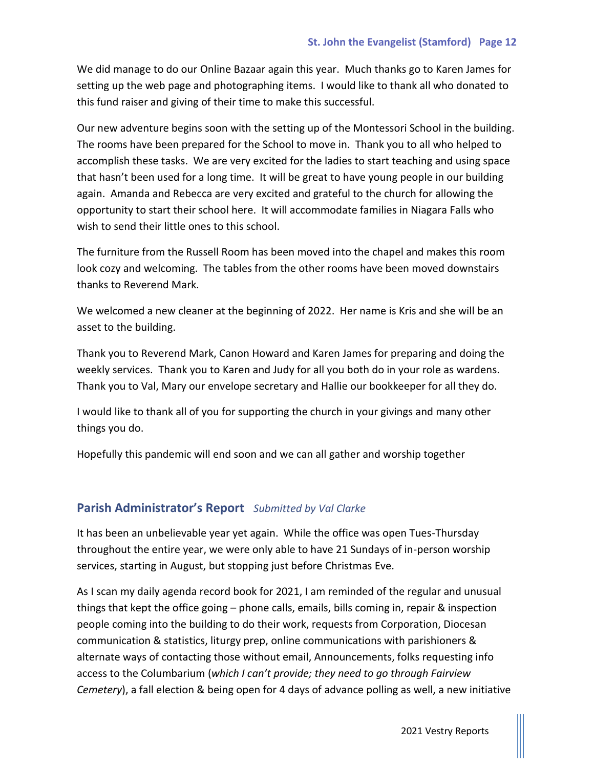We did manage to do our Online Bazaar again this year. Much thanks go to Karen James for setting up the web page and photographing items. I would like to thank all who donated to this fund raiser and giving of their time to make this successful.

Our new adventure begins soon with the setting up of the Montessori School in the building. The rooms have been prepared for the School to move in. Thank you to all who helped to accomplish these tasks. We are very excited for the ladies to start teaching and using space that hasn't been used for a long time. It will be great to have young people in our building again. Amanda and Rebecca are very excited and grateful to the church for allowing the opportunity to start their school here. It will accommodate families in Niagara Falls who wish to send their little ones to this school.

The furniture from the Russell Room has been moved into the chapel and makes this room look cozy and welcoming. The tables from the other rooms have been moved downstairs thanks to Reverend Mark.

We welcomed a new cleaner at the beginning of 2022. Her name is Kris and she will be an asset to the building.

Thank you to Reverend Mark, Canon Howard and Karen James for preparing and doing the weekly services. Thank you to Karen and Judy for all you both do in your role as wardens. Thank you to Val, Mary our envelope secretary and Hallie our bookkeeper for all they do.

I would like to thank all of you for supporting the church in your givings and many other things you do.

Hopefully this pandemic will end soon and we can all gather and worship together

## Parish Administrator's Report *Submitted by Val Clarke*

It has been an unbelievable year yet again. While the office was open Tues-Thursday throughout the entire year, we were only able to have 21 Sundays of in-person worship services, starting in August, but stopping just before Christmas Eve.

As I scan my daily agenda record book for 2021, I am reminded of the regular and unusual things that kept the office going – phone calls, emails, bills coming in, repair & inspection people coming into the building to do their work, requests from Corporation, Diocesan communication & statistics, liturgy prep, online communications with parishioners & alternate ways of contacting those without email, Announcements, folks requesting info access to the Columbarium (*which I can't provide; they need to go through Fairview Cemetery*), a fall election & being open for 4 days of advance polling as well, a new initiative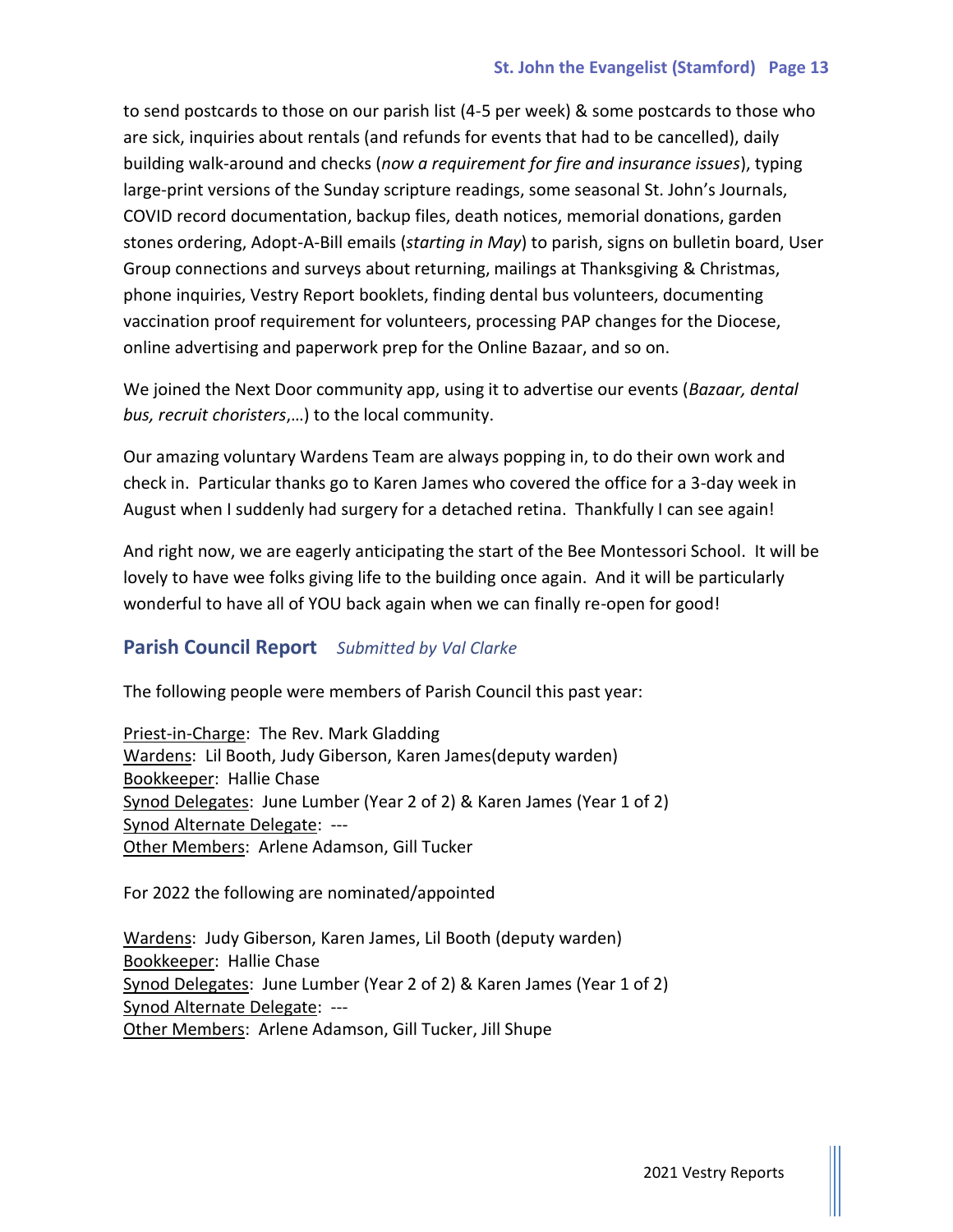to send postcards to those on our parish list (4-5 per week) & some postcards to those who are sick, inquiries about rentals (and refunds for events that had to be cancelled), daily building walk-around and checks (*now a requirement for fire and insurance issues*), typing large-print versions of the Sunday scripture readings, some seasonal St. John's Journals, COVID record documentation, backup files, death notices, memorial donations, garden stones ordering, Adopt-A-Bill emails (*starting in May*) to parish, signs on bulletin board, User Group connections and surveys about returning, mailings at Thanksgiving & Christmas, phone inquiries, Vestry Report booklets, finding dental bus volunteers, documenting vaccination proof requirement for volunteers, processing PAP changes for the Diocese, online advertising and paperwork prep for the Online Bazaar, and so on.

We joined the Next Door community app, using it to advertise our events (*Bazaar, dental bus, recruit choristers*,…) to the local community.

Our amazing voluntary Wardens Team are always popping in, to do their own work and check in. Particular thanks go to Karen James who covered the office for a 3-day week in August when I suddenly had surgery for a detached retina. Thankfully I can see again!

And right now, we are eagerly anticipating the start of the Bee Montessori School. It will be lovely to have wee folks giving life to the building once again. And it will be particularly wonderful to have all of YOU back again when we can finally re-open for good!

## Parish Council Report *Submitted by Val Clarke*

The following people were members of Parish Council this past year:

<u>Priest-in-Charge</u>: The Rev. Mark Gladding
<u>Wardens</u>: Lil Booth, Judy Giberson, Karen James(deputy warden)
<u>Bookkeeper</u>: Hallie Chase
<u>Synod Delegates</u>: June Lumber (Year 2 of 2) & Karen James (Year 1 of 2)
<u>Synod Alternate Delegate</u>: ---
<u>Other Members</u>: Arlene Adamson, Gill Tucker

For 2022 the following are nominated/appointed

<u>Wardens</u>: Judy Giberson, Karen James, Lil Booth (deputy warden)
<u>Bookkeeper</u>: Hallie Chase
<u>Synod Delegates</u>: June Lumber (Year 2 of 2) & Karen James (Year 1 of 2)
<u>Synod Alternate Delegate</u>: ---
<u>Other Members</u>: Arlene Adamson, Gill Tucker, Jill Shupe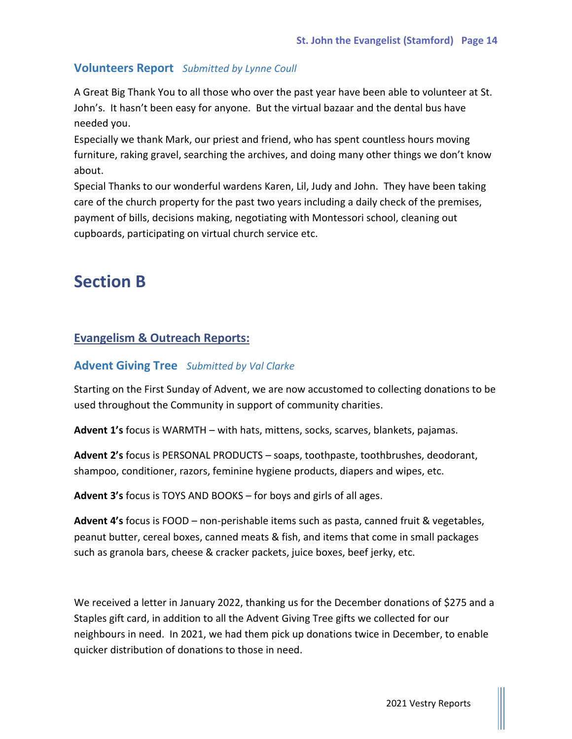## Volunteers Report *Submitted by Lynne Coull*

A Great Big Thank You to all those who over the past year have been able to volunteer at St. John's. It hasn't been easy for anyone. But the virtual bazaar and the dental bus have needed you.

Especially we thank Mark, our priest and friend, who has spent countless hours moving furniture, raking gravel, searching the archives, and doing many other things we don't know about.

Special Thanks to our wonderful wardens Karen, Lil, Judy and John. They have been taking care of the church property for the past two years including a daily check of the premises, payment of bills, decisions making, negotiating with Montessori school, cleaning out cupboards, participating on virtual church service etc.

# Section B

## Evangelism & Outreach Reports:

### Advent Giving Tree *Submitted by Val Clarke*

Starting on the First Sunday of Advent, we are now accustomed to collecting donations to be used throughout the Community in support of community charities.

**Advent 1's** focus is WARMTH – with hats, mittens, socks, scarves, blankets, pajamas.

**Advent 2's** focus is PERSONAL PRODUCTS – soaps, toothpaste, toothbrushes, deodorant, shampoo, conditioner, razors, feminine hygiene products, diapers and wipes, etc.

**Advent 3's** focus is TOYS AND BOOKS – for boys and girls of all ages.

**Advent 4's** focus is FOOD – non-perishable items such as pasta, canned fruit & vegetables, peanut butter, cereal boxes, canned meats & fish, and items that come in small packages such as granola bars, cheese & cracker packets, juice boxes, beef jerky, etc.

We received a letter in January 2022, thanking us for the December donations of $275 and a Staples gift card, in addition to all the Advent Giving Tree gifts we collected for our neighbours in need. In 2021, we had them pick up donations twice in December, to enable quicker distribution of donations to those in need.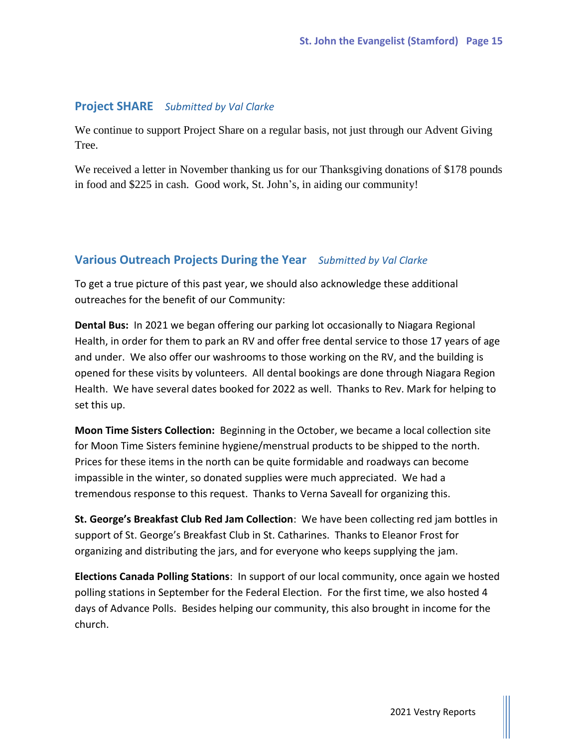## Project SHARE *Submitted by Val Clarke*

We continue to support Project Share on a regular basis, not just through our Advent Giving Tree.

We received a letter in November thanking us for our Thanksgiving donations of $178 pounds in food and $225 in cash. Good work, St. John's, in aiding our community!

## Various Outreach Projects During the Year *Submitted by Val Clarke*

To get a true picture of this past year, we should also acknowledge these additional outreaches for the benefit of our Community:

**Dental Bus:** In 2021 we began offering our parking lot occasionally to Niagara Regional Health, in order for them to park an RV and offer free dental service to those 17 years of age and under. We also offer our washrooms to those working on the RV, and the building is opened for these visits by volunteers. All dental bookings are done through Niagara Region Health. We have several dates booked for 2022 as well. Thanks to Rev. Mark for helping to set this up.

**Moon Time Sisters Collection:** Beginning in the October, we became a local collection site for Moon Time Sisters feminine hygiene/menstrual products to be shipped to the north. Prices for these items in the north can be quite formidable and roadways can become impassible in the winter, so donated supplies were much appreciated. We had a tremendous response to this request. Thanks to Verna Saveall for organizing this.

**St. George's Breakfast Club Red Jam Collection**: We have been collecting red jam bottles in support of St. George's Breakfast Club in St. Catharines. Thanks to Eleanor Frost for organizing and distributing the jars, and for everyone who keeps supplying the jam.

**Elections Canada Polling Stations**: In support of our local community, once again we hosted polling stations in September for the Federal Election. For the first time, we also hosted 4 days of Advance Polls. Besides helping our community, this also brought in income for the church.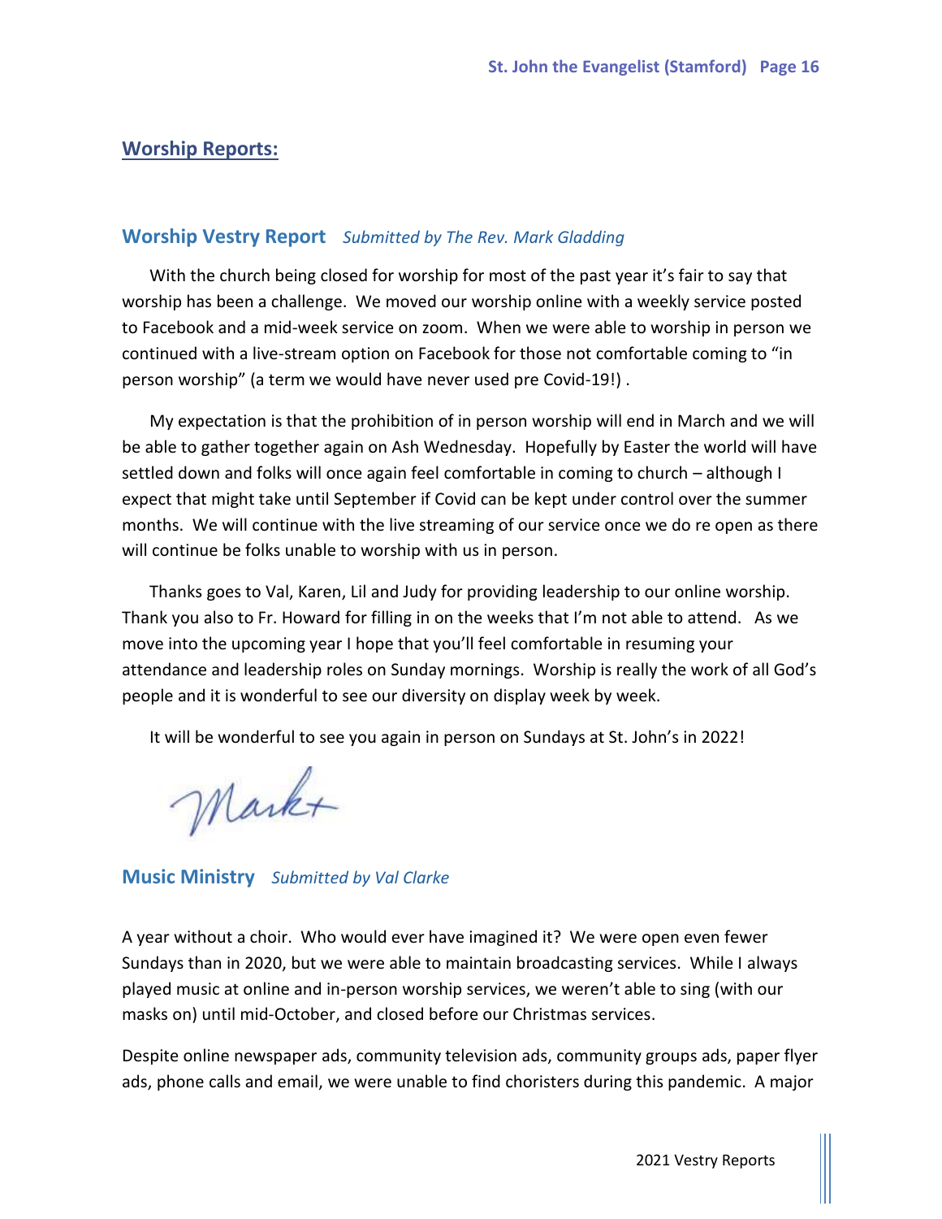## Worship Reports:

### Worship Vestry Report *Submitted by The Rev. Mark Gladding*

With the church being closed for worship for most of the past year it's fair to say that worship has been a challenge. We moved our worship online with a weekly service posted to Facebook and a mid-week service on zoom. When we were able to worship in person we continued with a live-stream option on Facebook for those not comfortable coming to "in person worship" (a term we would have never used pre Covid-19!) .

My expectation is that the prohibition of in person worship will end in March and we will be able to gather together again on Ash Wednesday. Hopefully by Easter the world will have settled down and folks will once again feel comfortable in coming to church – although I expect that might take until September if Covid can be kept under control over the summer months. We will continue with the live streaming of our service once we do re open as there will continue be folks unable to worship with us in person.

Thanks goes to Val, Karen, Lil and Judy for providing leadership to our online worship. Thank you also to Fr. Howard for filling in on the weeks that I'm not able to attend. As we move into the upcoming year I hope that you'll feel comfortable in resuming your attendance and leadership roles on Sunday mornings. Worship is really the work of all God's people and it is wonderful to see our diversity on display week by week.

It will be wonderful to see you again in person on Sundays at St. John's in 2022!

Mark+

### Music Ministry *Submitted by Val Clarke*

A year without a choir. Who would ever have imagined it? We were open even fewer Sundays than in 2020, but we were able to maintain broadcasting services. While I always played music at online and in-person worship services, we weren't able to sing (with our masks on) until mid-October, and closed before our Christmas services.

Despite online newspaper ads, community television ads, community groups ads, paper flyer ads, phone calls and email, we were unable to find choristers during this pandemic. A major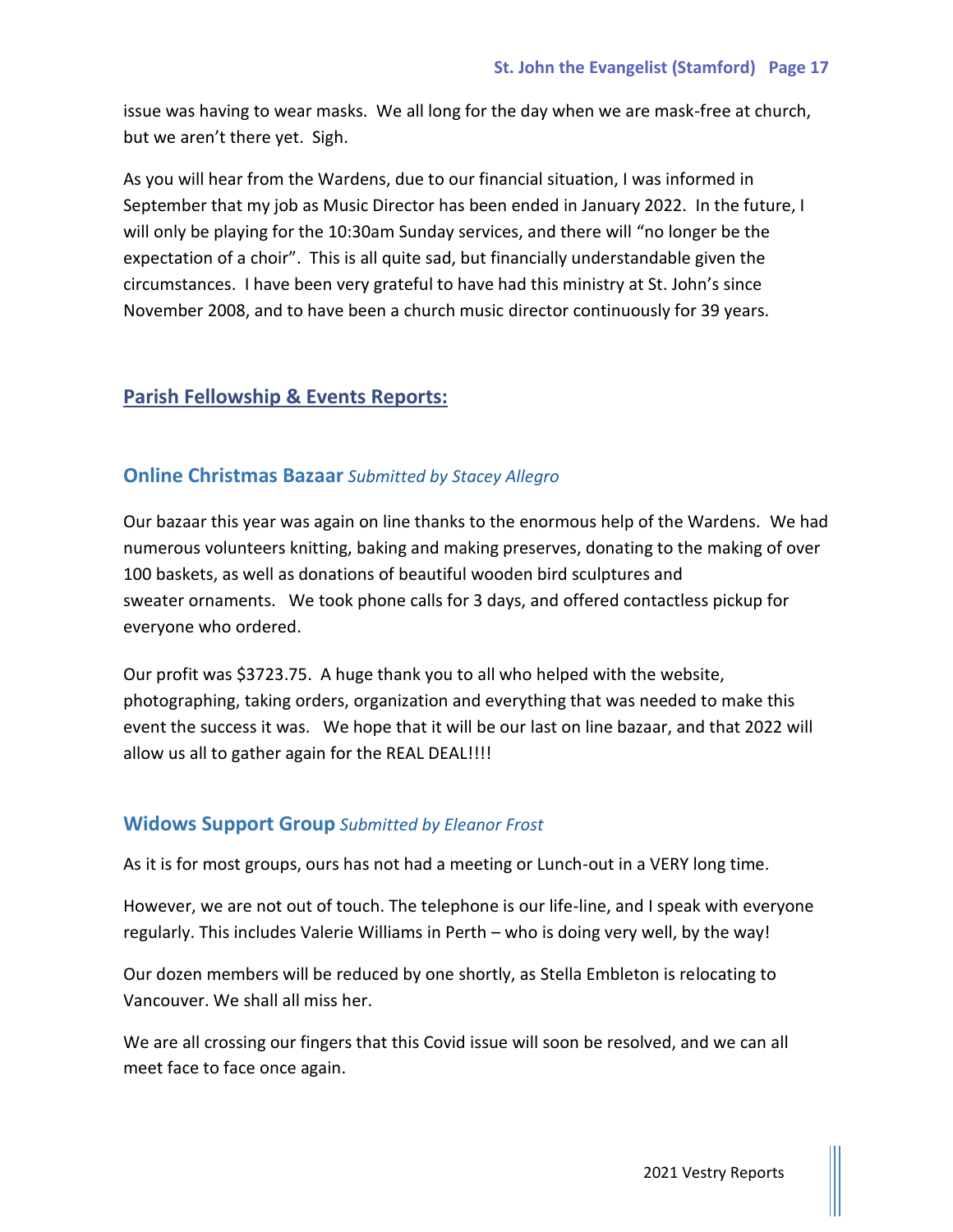issue was having to wear masks.  We all long for the day when we are mask-free at church, but we aren't there yet.  Sigh.

As you will hear from the Wardens, due to our financial situation, I was informed in September that my job as Music Director has been ended in January 2022.  In the future, I will only be playing for the 10:30am Sunday services, and there will "no longer be the expectation of a choir".  This is all quite sad, but financially understandable given the circumstances.  I have been very grateful to have had this ministry at St. John's since November 2008, and to have been a church music director continuously for 39 years.

## Parish Fellowship & Events Reports:

### Online Christmas Bazaar *Submitted by Stacey Allegro*

Our bazaar this year was again on line thanks to the enormous help of the Wardens.  We had numerous volunteers knitting, baking and making preserves, donating to the making of over 100 baskets, as well as donations of beautiful wooden bird sculptures and sweater ornaments.   We took phone calls for 3 days, and offered contactless pickup for everyone who ordered.

Our profit was $3723.75.  A huge thank you to all who helped with the website, photographing, taking orders, organization and everything that was needed to make this event the success it was.   We hope that it will be our last on line bazaar, and that 2022 will allow us all to gather again for the REAL DEAL!!!!

### Widows Support Group *Submitted by Eleanor Frost*

As it is for most groups, ours has not had a meeting or Lunch-out in a VERY long time.

However, we are not out of touch. The telephone is our life-line, and I speak with everyone regularly. This includes Valerie Williams in Perth – who is doing very well, by the way!

Our dozen members will be reduced by one shortly, as Stella Embleton is relocating to Vancouver. We shall all miss her.

We are all crossing our fingers that this Covid issue will soon be resolved, and we can all meet face to face once again.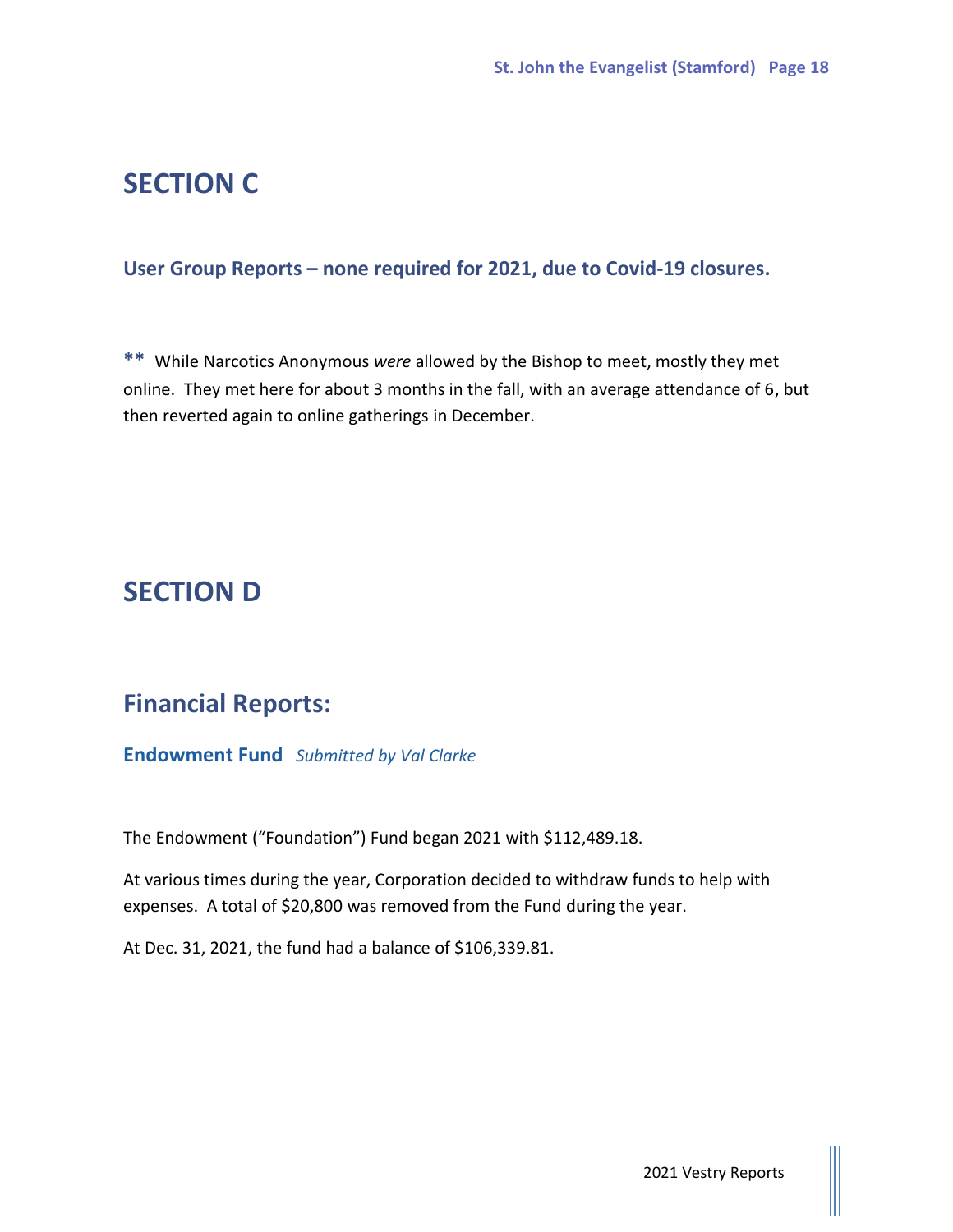# SECTION C

### User Group Reports – none required for 2021, due to Covid-19 closures.

**\*\*** While Narcotics Anonymous *were* allowed by the Bishop to meet, mostly they met online. They met here for about 3 months in the fall, with an average attendance of 6, but then reverted again to online gatherings in December.

# SECTION D

## Financial Reports:

**Endowment Fund** *Submitted by Val Clarke*

The Endowment ("Foundation") Fund began 2021 with $112,489.18.

At various times during the year, Corporation decided to withdraw funds to help with expenses. A total of $20,800 was removed from the Fund during the year.

At Dec. 31, 2021, the fund had a balance of $106,339.81.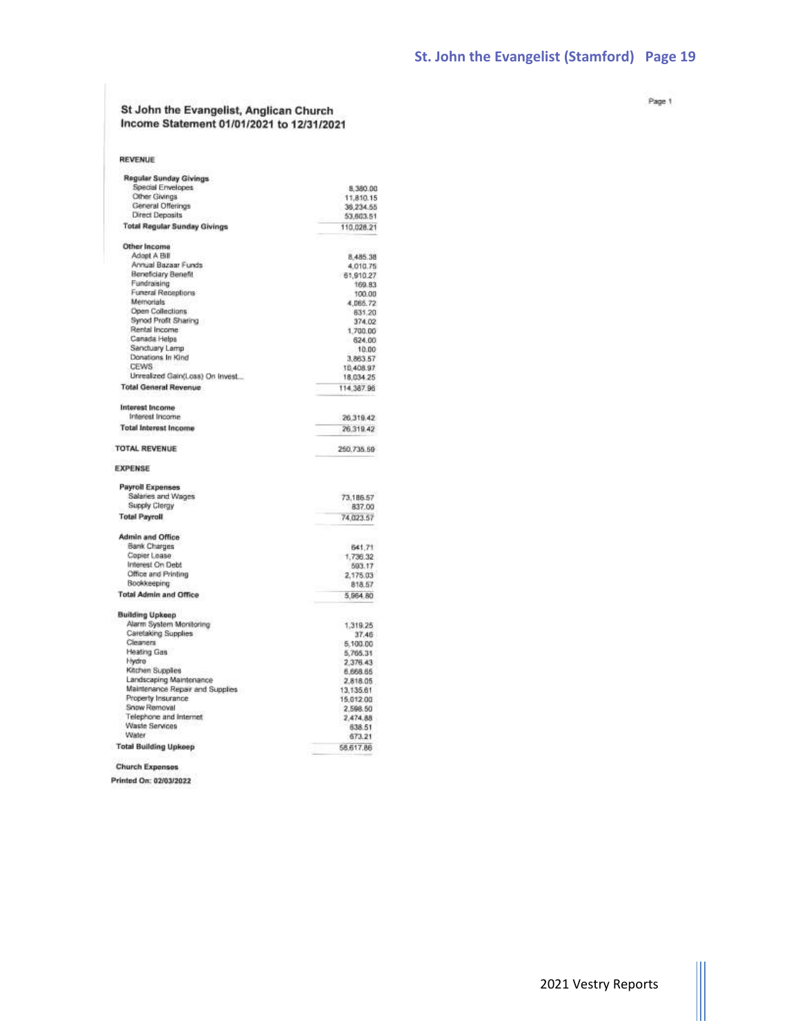# St John the Evangelist, Anglican Church
## Income Statement 01/01/2021 to 12/31/2021

### REVENUE

| | |
|---|---|
| **Regular Sunday Givings** | |
| Special Envelopes | 8,380.00 |
| Other Givings | 11,810.15 |
| General Offerings | 36,234.55 |
| Direct Deposits | 53,603.51 |
| **Total Regular Sunday Givings** | 110,028.21 |
| **Other Income** | |
| Adopt A Bill | 8,485.38 |
| Annual Bazaar Funds | 4,010.75 |
| Beneficiary Benefit | 61,910.27 |
| Fundraising | 169.83 |
| Funeral Receptions | 100.00 |
| Memorials | 4,065.72 |
| Open Collections | 631.20 |
| Synod Profit Sharing | 374.02 |
| Rental Income | 1,700.00 |
| Canada Helps | 624.00 |
| Sanctuary Lamp | 10.00 |
| Donations In Kind | 3,863.57 |
| CEWS | 10,408.97 |
| Unrealized Gain(Loss) On Invest... | 18,034.25 |
| **Total General Revenue** | 114,387.96 |
| **Interest Income** | |
| Interest Income | 26,319.42 |
| **Total Interest Income** | 26,319.42 |
| **TOTAL REVENUE** | 250,735.59 |

### EXPENSE

| | |
|---|---|
| **Payroll Expenses** | |
| Salaries and Wages | 73,186.57 |
| Supply Clergy | 837.00 |
| **Total Payroll** | 74,023.57 |
| **Admin and Office** | |
| Bank Charges | 641.71 |
| Copier Lease | 1,736.32 |
| Interest On Debt | 593.17 |
| Office and Printing | 2,175.03 |
| Bookkeeping | 818.57 |
| **Total Admin and Office** | 5,964.80 |
| **Building Upkeep** | |
| Alarm System Monitoring | 1,319.25 |
| Caretaking Supplies | 37.46 |
| Cleaners | 5,100.00 |
| Heating Gas | 5,765.31 |
| Hydro | 2,376.43 |
| Kitchen Supplies | 6,668.65 |
| Landscaping Maintenance | 2,818.05 |
| Maintenance Repair and Supplies | 13,135.61 |
| Property Insurance | 15,012.00 |
| Snow Removal | 2,598.50 |
| Telephone and Internet | 2,474.88 |
| Waste Services | 638.51 |
| Water | 673.21 |
| **Total Building Upkeep** | 58,617.86 |

**Church Expenses**

Printed On: 02/03/2022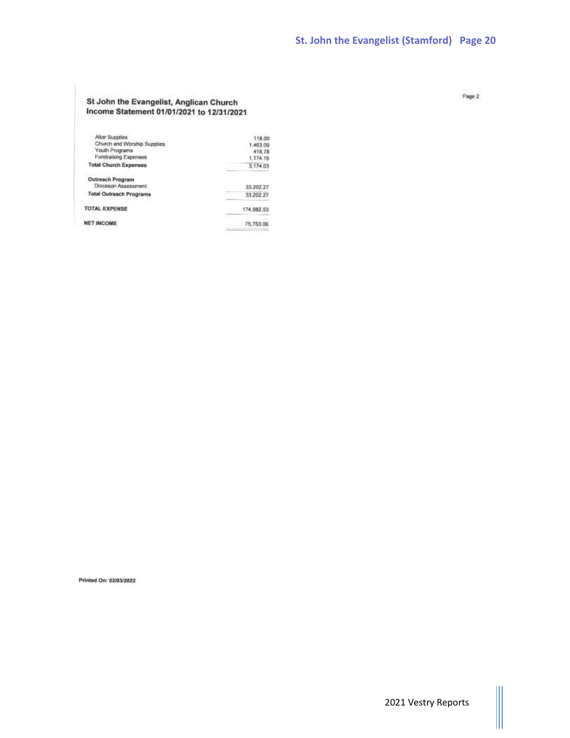## St John the Evangelist, Anglican Church
## Income Statement 01/01/2021 to 12/31/2021

| | |
|---|---|
| Altar Supplies | 118.00 |
| Church and Worship Supplies | 1,463.09 |
| Youth Programs | 418.78 |
| Fundraising Expenses | 1,174.16 |
| **Total Church Expenses** | 3,174.03 |
| **Outreach Program** | |
| Dioceson Assessment | 33,202.27 |
| **Total Outreach Programs** | 33,202.27 |
| **TOTAL EXPENSE** | 174,982.53 |
| **NET INCOME** | 75,753.06 |

**Printed On: 02/03/2022**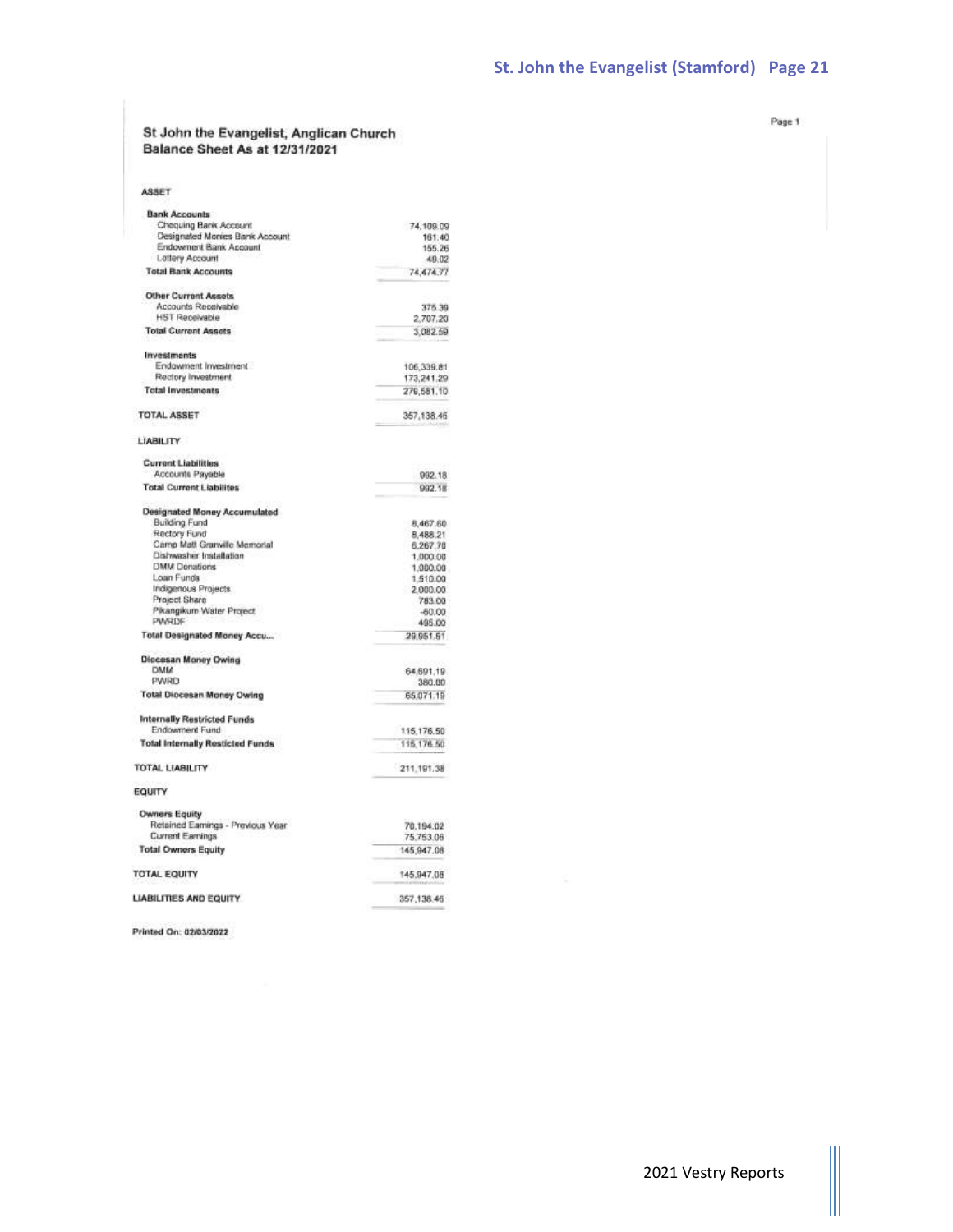# St John the Evangelist, Anglican Church
## Balance Sheet As at 12/31/2021

| | |
|---|---|
| **ASSET** | |
| **Bank Accounts** | |
| Chequing Bank Account | 74,109.09 |
| Designated Monies Bank Account | 161.40 |
| Endowment Bank Account | 155.26 |
| Lottery Account | 49.02 |
| **Total Bank Accounts** | 74,474.77 |
| **Other Current Assets** | |
| Accounts Receivable | 375.39 |
| HST Receivable | 2,707.20 |
| **Total Current Assets** | 3,082.59 |
| **Investments** | |
| Endowment Investment | 106,339.81 |
| Rectory Investment | 173,241.29 |
| **Total Investments** | 279,581.10 |
| **TOTAL ASSET** | 357,138.46 |
| **LIABILITY** | |
| **Current Liabilities** | |
| Accounts Payable | 992.18 |
| **Total Current Liabilites** | 992.18 |
| **Designated Money Accumulated** | |
| Building Fund | 8,467.60 |
| Rectory Fund | 8,488.21 |
| Camp Matt Granville Memorial | 6,267.70 |
| Dishwasher Installation | 1,000.00 |
| DMM Donations | 1,000.00 |
| Loan Funds | 1,510.00 |
| Indigenous Projects | 2,000.00 |
| Project Share | 783.00 |
| Pikangikum Water Project | -60.00 |
| PWRDF | 495.00 |
| **Total Designated Money Accu...** | 29,951.51 |
| **Diocesan Money Owing** | |
| DMM | 64,691.19 |
| PWRD | 380.00 |
| **Total Diocesan Money Owing** | 65,071.19 |
| **Internally Restricted Funds** | |
| Endowment Fund | 115,176.50 |
| **Total Internally Resticted Funds** | 115,176.50 |
| **TOTAL LIABILITY** | 211,191.38 |
| **EQUITY** | |
| **Owners Equity** | |
| Retained Earnings - Previous Year | 70,194.02 |
| Current Earnings | 75,753.06 |
| **Total Owners Equity** | 145,947.08 |
| **TOTAL EQUITY** | 145,947.08 |
| **LIABILITIES AND EQUITY** | 357,138.46 |

Printed On: 02/03/2022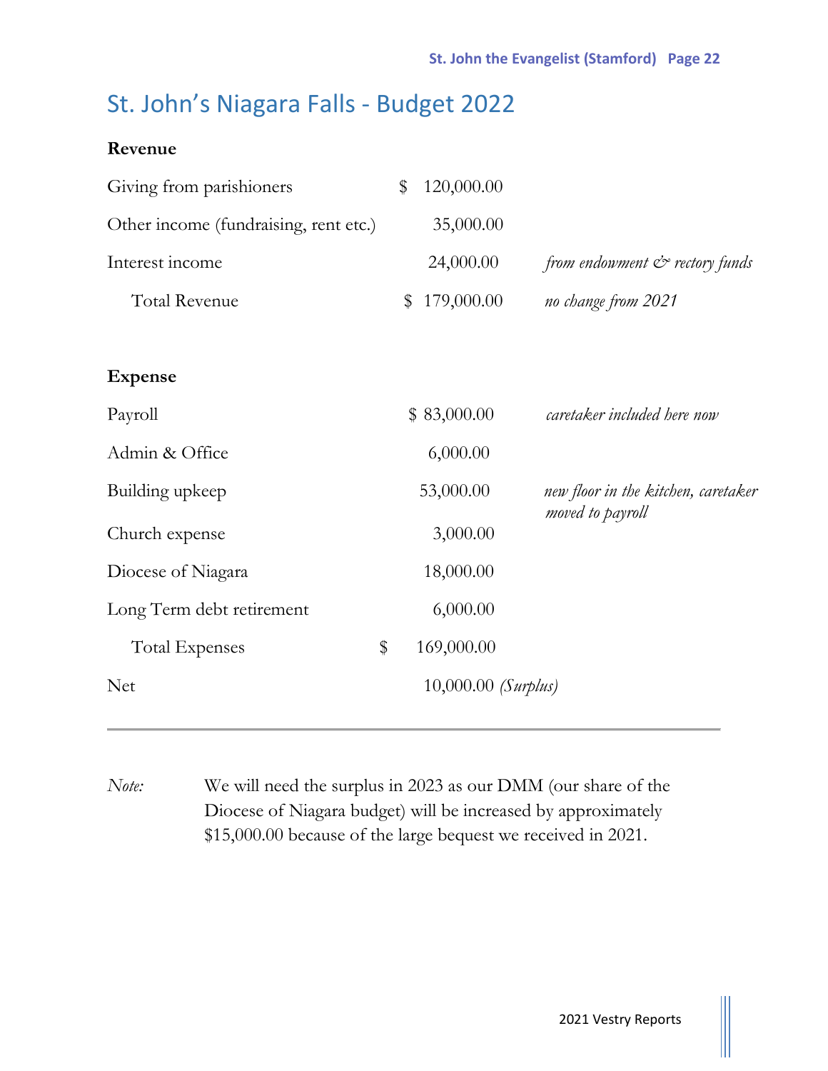# St. John's Niagara Falls - Budget 2022

| **Revenue** | | |
|---|---|---|
| Giving from parishioners | $ 120,000.00 | |
| Other income (fundraising, rent etc.) | 35,000.00 | |
| Interest income | 24,000.00 | *from endowment & rectory funds* |
| Total Revenue | $ 179,000.00 | *no change from 2021* |

| **Expense** | | |
|---|---|---|
| Payroll | $ 83,000.00 | *caretaker included here now* |
| Admin & Office | 6,000.00 | |
| Building upkeep | 53,000.00 | *new floor in the kitchen, caretaker moved to payroll* |
| Church expense | 3,000.00 | |
| Diocese of Niagara | 18,000.00 | |
| Long Term debt retirement | 6,000.00 | |
| Total Expenses | $ 169,000.00 | |
| Net | 10,000.00 *(Surplus)* | |

---

*Note:* We will need the surplus in 2023 as our DMM (our share of the Diocese of Niagara budget) will be increased by approximately $15,000.00 because of the large bequest we received in 2021.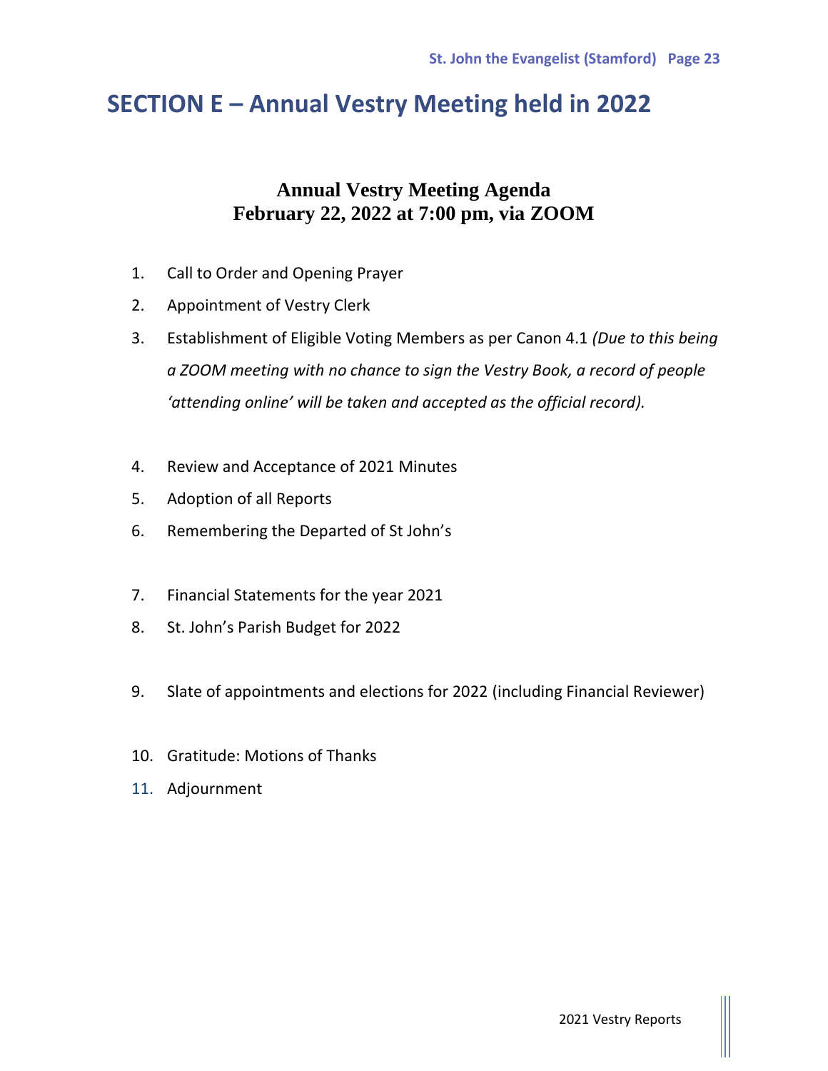# SECTION E – Annual Vestry Meeting held in 2022

## Annual Vestry Meeting Agenda
## February 22, 2022 at 7:00 pm, via ZOOM

1. Call to Order and Opening Prayer
2. Appointment of Vestry Clerk
3. Establishment of Eligible Voting Members as per Canon 4.1 *(Due to this being a ZOOM meeting with no chance to sign the Vestry Book, a record of people 'attending online' will be taken and accepted as the official record).*
4. Review and Acceptance of 2021 Minutes
5. Adoption of all Reports
6. Remembering the Departed of St John's
7. Financial Statements for the year 2021
8. St. John's Parish Budget for 2022
9. Slate of appointments and elections for 2022 (including Financial Reviewer)
10. Gratitude: Motions of Thanks
11. Adjournment